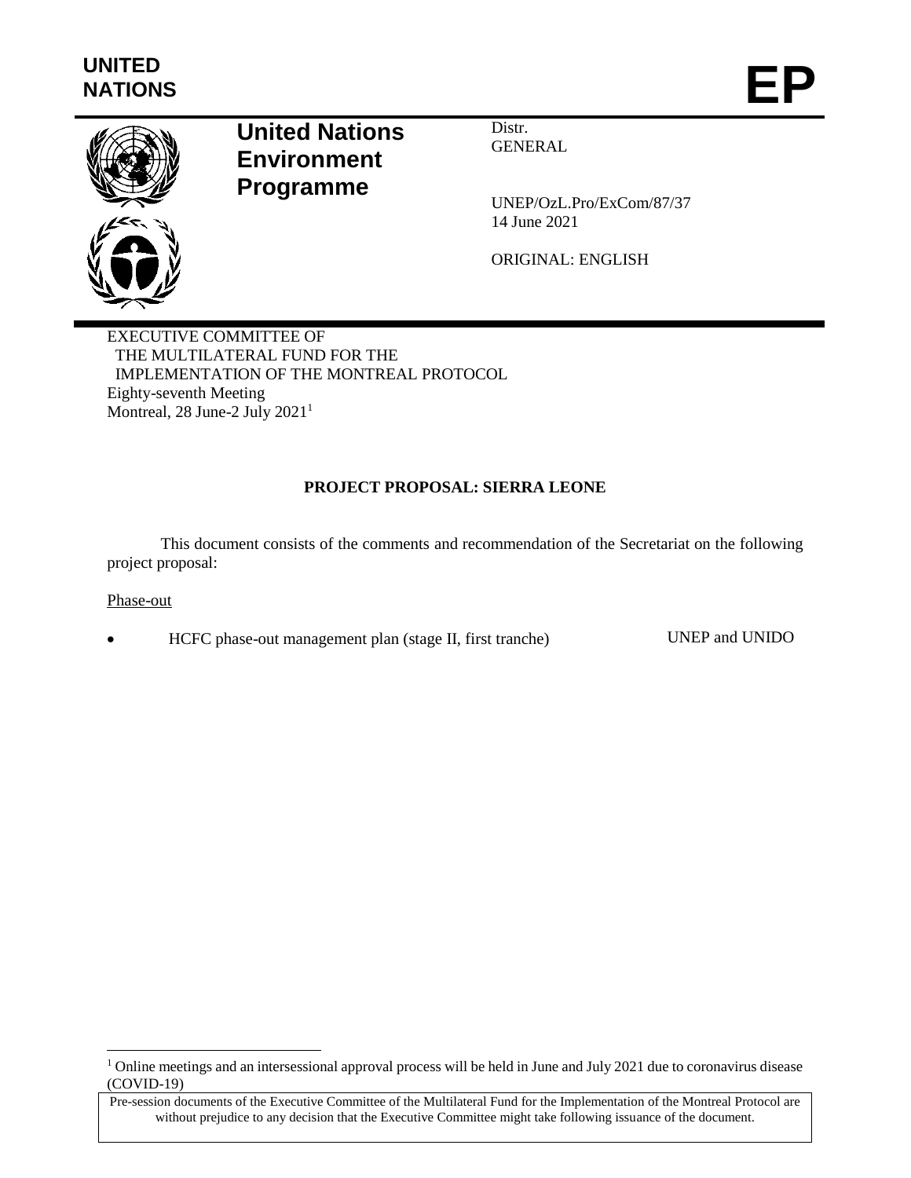UNITED NATIONS

# EP

**United Nations Environment Programme**

Distr.
GENERAL

UNEP/OzL.Pro/ExCom/87/37
14 June 2021

ORIGINAL: ENGLISH

EXECUTIVE COMMITTEE OF
THE MULTILATERAL FUND FOR THE
IMPLEMENTATION OF THE MONTREAL PROTOCOL
Eighty-seventh Meeting
Montreal, 28 June-2 July 2021[1]

## PROJECT PROPOSAL: SIERRA LEONE

This document consists of the comments and recommendation of the Secretariat on the following project proposal:

Phase-out

- HCFC phase-out management plan (stage II, first tranche) — UNEP and UNIDO

[1] Online meetings and an intersessional approval process will be held in June and July 2021 due to coronavirus disease (COVID-19)

Pre-session documents of the Executive Committee of the Multilateral Fund for the Implementation of the Montreal Protocol are without prejudice to any decision that the Executive Committee might take following issuance of the document.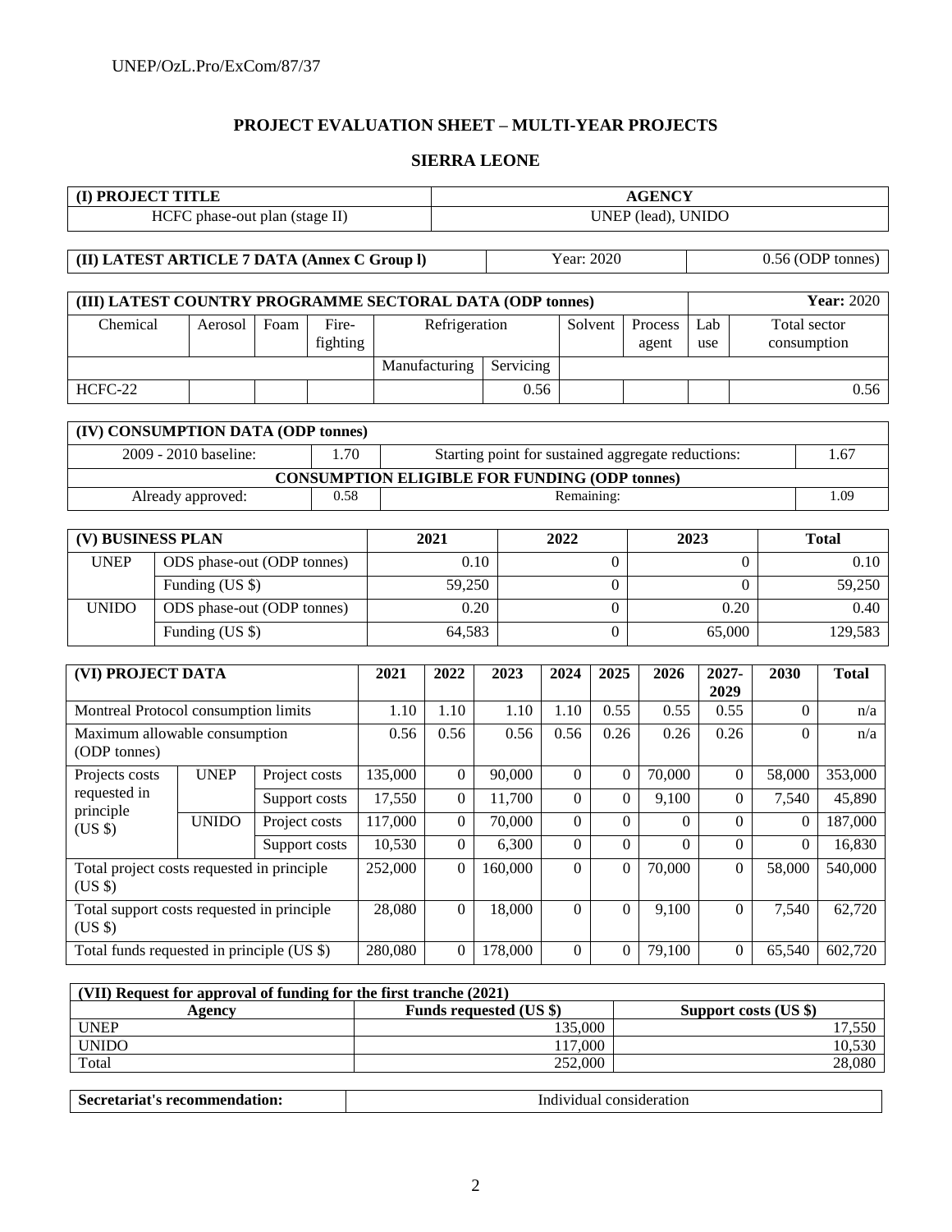# PROJECT EVALUATION SHEET – MULTI-YEAR PROJECTS

## SIERRA LEONE

| (I) PROJECT TITLE | AGENCY |
|---|---|
| HCFC phase-out plan (stage II) | UNEP (lead), UNIDO |

| (II) LATEST ARTICLE 7 DATA (Annex C Group l) | Year: 2020 | 0.56 (ODP tonnes) |
|---|---|---|

| (III) LATEST COUNTRY PROGRAMME SECTORAL DATA (ODP tonnes) | | | | | | | | | | Year: 2020 |
|---|---|---|---|---|---|---|---|---|---|---|
| Chemical | Aerosol | Foam | Fire-fighting | Refrigeration | | Solvent | Process agent | Lab use | Total sector consumption |
| | | | | Manufacturing | Servicing | | | | |
| HCFC-22 | | | | | 0.56 | | | | 0.56 |

| (IV) CONSUMPTION DATA (ODP tonnes) | | | |
|---|---|---|---|
| 2009 - 2010 baseline: | 1.70 | Starting point for sustained aggregate reductions: | 1.67 |
| **CONSUMPTION ELIGIBLE FOR FUNDING (ODP tonnes)** | | | |
| Already approved: | 0.58 | Remaining: | 1.09 |

| (V) BUSINESS PLAN | | 2021 | 2022 | 2023 | Total |
|---|---|---|---|---|---|
| UNEP | ODS phase-out (ODP tonnes) | 0.10 | 0 | 0 | 0.10 |
| | Funding (US $) | 59,250 | 0 | 0 | 59,250 |
| UNIDO | ODS phase-out (ODP tonnes) | 0.20 | 0 | 0.20 | 0.40 |
| | Funding (US $) | 64,583 | 0 | 65,000 | 129,583 |

| (VI) PROJECT DATA | | | 2021 | 2022 | 2023 | 2024 | 2025 | 2026 | 2027-2029 | 2030 | Total |
|---|---|---|---|---|---|---|---|---|---|---|---|
| Montreal Protocol consumption limits | | | 1.10 | 1.10 | 1.10 | 1.10 | 0.55 | 0.55 | 0.55 | 0 | n/a |
| Maximum allowable consumption (ODP tonnes) | | | 0.56 | 0.56 | 0.56 | 0.56 | 0.26 | 0.26 | 0.26 | 0 | n/a |
| Projects costs requested in principle (US $) | UNEP | Project costs | 135,000 | 0 | 90,000 | 0 | 0 | 70,000 | 0 | 58,000 | 353,000 |
| | | Support costs | 17,550 | 0 | 11,700 | 0 | 0 | 9,100 | 0 | 7,540 | 45,890 |
| | UNIDO | Project costs | 117,000 | 0 | 70,000 | 0 | 0 | 0 | 0 | 0 | 187,000 |
| | | Support costs | 10,530 | 0 | 6,300 | 0 | 0 | 0 | 0 | 0 | 16,830 |
| Total project costs requested in principle (US $) | | | 252,000 | 0 | 160,000 | 0 | 0 | 70,000 | 0 | 58,000 | 540,000 |
| Total support costs requested in principle (US $) | | | 28,080 | 0 | 18,000 | 0 | 0 | 9,100 | 0 | 7,540 | 62,720 |
| Total funds requested in principle (US $) | | | 280,080 | 0 | 178,000 | 0 | 0 | 79,100 | 0 | 65,540 | 602,720 |

| (VII) Request for approval of funding for the first tranche (2021) | | |
|---|---|---|
| **Agency** | **Funds requested (US $)** | **Support costs (US $)** |
| UNEP | 135,000 | 17,550 |
| UNIDO | 117,000 | 10,530 |
| Total | 252,000 | 28,080 |

| Secretariat's recommendation: | Individual consideration |
|---|---|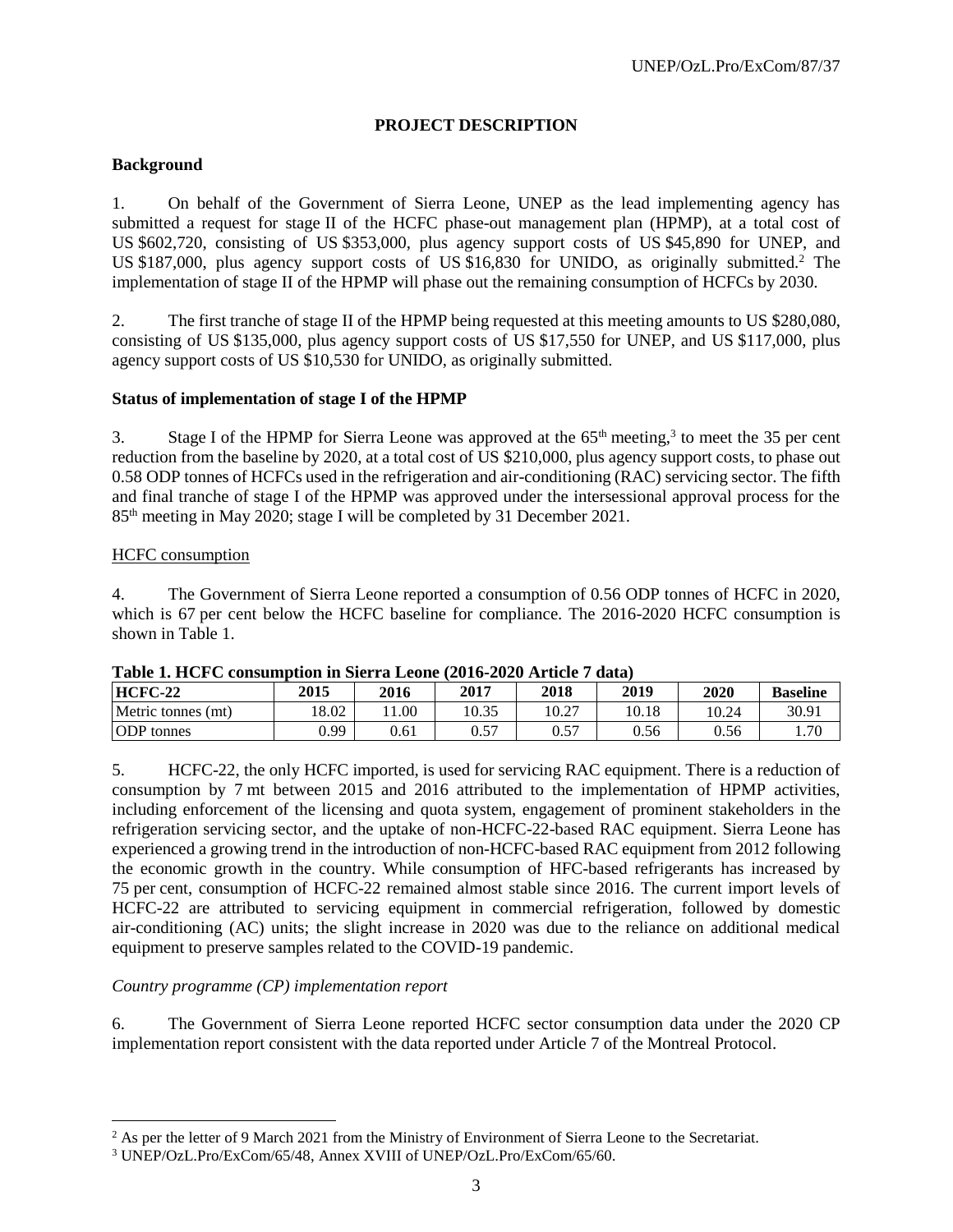## PROJECT DESCRIPTION

### Background

1. On behalf of the Government of Sierra Leone, UNEP as the lead implementing agency has submitted a request for stage II of the HCFC phase-out management plan (HPMP), at a total cost of US $602,720, consisting of US $353,000, plus agency support costs of US $45,890 for UNEP, and US $187,000, plus agency support costs of US $16,830 for UNIDO, as originally submitted.[2] The implementation of stage II of the HPMP will phase out the remaining consumption of HCFCs by 2030.

2. The first tranche of stage II of the HPMP being requested at this meeting amounts to US $280,080, consisting of US $135,000, plus agency support costs of US $17,550 for UNEP, and US $117,000, plus agency support costs of US $10,530 for UNIDO, as originally submitted.

### Status of implementation of stage I of the HPMP

3. Stage I of the HPMP for Sierra Leone was approved at the 65th meeting,[3] to meet the 35 per cent reduction from the baseline by 2020, at a total cost of US $210,000, plus agency support costs, to phase out 0.58 ODP tonnes of HCFCs used in the refrigeration and air-conditioning (RAC) servicing sector. The fifth and final tranche of stage I of the HPMP was approved under the intersessional approval process for the 85th meeting in May 2020; stage I will be completed by 31 December 2021.

HCFC consumption

4. The Government of Sierra Leone reported a consumption of 0.56 ODP tonnes of HCFC in 2020, which is 67 per cent below the HCFC baseline for compliance. The 2016-2020 HCFC consumption is shown in Table 1.

**Table 1. HCFC consumption in Sierra Leone (2016-2020 Article 7 data)**

| HCFC-22 | 2015 | 2016 | 2017 | 2018 | 2019 | 2020 | Baseline |
|---|---|---|---|---|---|---|---|
| Metric tonnes (mt) | 18.02 | 11.00 | 10.35 | 10.27 | 10.18 | 10.24 | 30.91 |
| ODP tonnes | 0.99 | 0.61 | 0.57 | 0.57 | 0.56 | 0.56 | 1.70 |

5. HCFC-22, the only HCFC imported, is used for servicing RAC equipment. There is a reduction of consumption by 7 mt between 2015 and 2016 attributed to the implementation of HPMP activities, including enforcement of the licensing and quota system, engagement of prominent stakeholders in the refrigeration servicing sector, and the uptake of non-HCFC-22-based RAC equipment. Sierra Leone has experienced a growing trend in the introduction of non-HCFC-based RAC equipment from 2012 following the economic growth in the country. While consumption of HFC-based refrigerants has increased by 75 per cent, consumption of HCFC-22 remained almost stable since 2016. The current import levels of HCFC-22 are attributed to servicing equipment in commercial refrigeration, followed by domestic air-conditioning (AC) units; the slight increase in 2020 was due to the reliance on additional medical equipment to preserve samples related to the COVID-19 pandemic.

*Country programme (CP) implementation report*

6. The Government of Sierra Leone reported HCFC sector consumption data under the 2020 CP implementation report consistent with the data reported under Article 7 of the Montreal Protocol.

[2] As per the letter of 9 March 2021 from the Ministry of Environment of Sierra Leone to the Secretariat.

[3] UNEP/OzL.Pro/ExCom/65/48, Annex XVIII of UNEP/OzL.Pro/ExCom/65/60.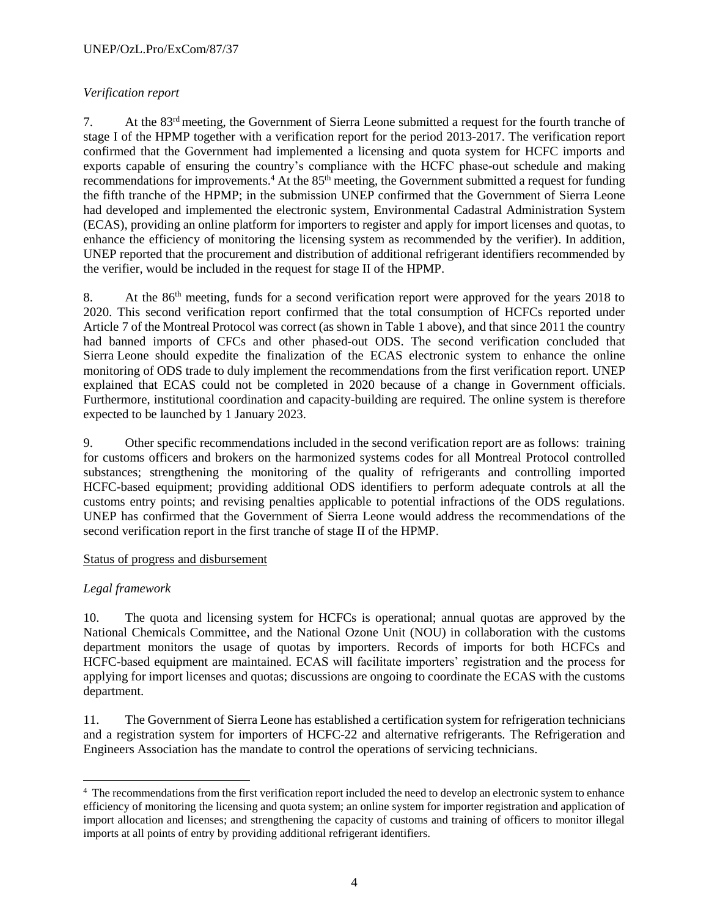*Verification report*

7. At the 83rd meeting, the Government of Sierra Leone submitted a request for the fourth tranche of stage I of the HPMP together with a verification report for the period 2013-2017. The verification report confirmed that the Government had implemented a licensing and quota system for HCFC imports and exports capable of ensuring the country's compliance with the HCFC phase-out schedule and making recommendations for improvements.[4] At the 85th meeting, the Government submitted a request for funding the fifth tranche of the HPMP; in the submission UNEP confirmed that the Government of Sierra Leone had developed and implemented the electronic system, Environmental Cadastral Administration System (ECAS), providing an online platform for importers to register and apply for import licenses and quotas, to enhance the efficiency of monitoring the licensing system as recommended by the verifier). In addition, UNEP reported that the procurement and distribution of additional refrigerant identifiers recommended by the verifier, would be included in the request for stage II of the HPMP.

8. At the 86th meeting, funds for a second verification report were approved for the years 2018 to 2020. This second verification report confirmed that the total consumption of HCFCs reported under Article 7 of the Montreal Protocol was correct (as shown in Table 1 above), and that since 2011 the country had banned imports of CFCs and other phased-out ODS. The second verification concluded that Sierra Leone should expedite the finalization of the ECAS electronic system to enhance the online monitoring of ODS trade to duly implement the recommendations from the first verification report. UNEP explained that ECAS could not be completed in 2020 because of a change in Government officials. Furthermore, institutional coordination and capacity-building are required. The online system is therefore expected to be launched by 1 January 2023.

9. Other specific recommendations included in the second verification report are as follows: training for customs officers and brokers on the harmonized systems codes for all Montreal Protocol controlled substances; strengthening the monitoring of the quality of refrigerants and controlling imported HCFC-based equipment; providing additional ODS identifiers to perform adequate controls at all the customs entry points; and revising penalties applicable to potential infractions of the ODS regulations. UNEP has confirmed that the Government of Sierra Leone would address the recommendations of the second verification report in the first tranche of stage II of the HPMP.

<u>Status of progress and disbursement</u>

*Legal framework*

10. The quota and licensing system for HCFCs is operational; annual quotas are approved by the National Chemicals Committee, and the National Ozone Unit (NOU) in collaboration with the customs department monitors the usage of quotas by importers. Records of imports for both HCFCs and HCFC-based equipment are maintained. ECAS will facilitate importers' registration and the process for applying for import licenses and quotas; discussions are ongoing to coordinate the ECAS with the customs department.

11. The Government of Sierra Leone has established a certification system for refrigeration technicians and a registration system for importers of HCFC-22 and alternative refrigerants. The Refrigeration and Engineers Association has the mandate to control the operations of servicing technicians.

---

[4] The recommendations from the first verification report included the need to develop an electronic system to enhance efficiency of monitoring the licensing and quota system; an online system for importer registration and application of import allocation and licenses; and strengthening the capacity of customs and training of officers to monitor illegal imports at all points of entry by providing additional refrigerant identifiers.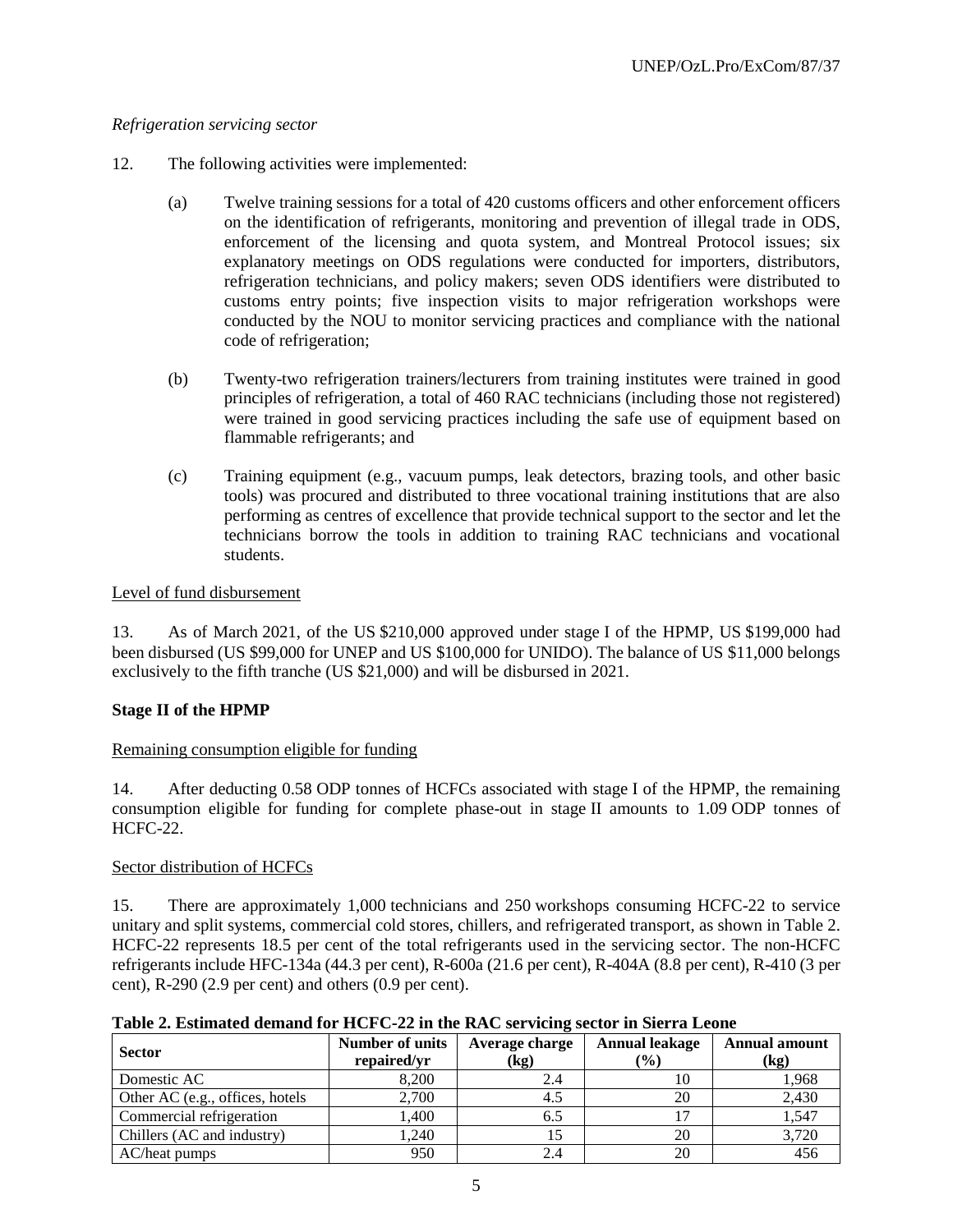*Refrigeration servicing sector*

12. The following activities were implemented:

  (a) Twelve training sessions for a total of 420 customs officers and other enforcement officers on the identification of refrigerants, monitoring and prevention of illegal trade in ODS, enforcement of the licensing and quota system, and Montreal Protocol issues; six explanatory meetings on ODS regulations were conducted for importers, distributors, refrigeration technicians, and policy makers; seven ODS identifiers were distributed to customs entry points; five inspection visits to major refrigeration workshops were conducted by the NOU to monitor servicing practices and compliance with the national code of refrigeration;

  (b) Twenty-two refrigeration trainers/lecturers from training institutes were trained in good principles of refrigeration, a total of 460 RAC technicians (including those not registered) were trained in good servicing practices including the safe use of equipment based on flammable refrigerants; and

  (c) Training equipment (e.g., vacuum pumps, leak detectors, brazing tools, and other basic tools) was procured and distributed to three vocational training institutions that are also performing as centres of excellence that provide technical support to the sector and let the technicians borrow the tools in addition to training RAC technicians and vocational students.

<u>Level of fund disbursement</u>

13. As of March 2021, of the US $210,000 approved under stage I of the HPMP, US $199,000 had been disbursed (US $99,000 for UNEP and US $100,000 for UNIDO). The balance of US $11,000 belongs exclusively to the fifth tranche (US $21,000) and will be disbursed in 2021.

**Stage II of the HPMP**

<u>Remaining consumption eligible for funding</u>

14. After deducting 0.58 ODP tonnes of HCFCs associated with stage I of the HPMP, the remaining consumption eligible for funding for complete phase-out in stage II amounts to 1.09 ODP tonnes of HCFC-22.

<u>Sector distribution of HCFCs</u>

15. There are approximately 1,000 technicians and 250 workshops consuming HCFC-22 to service unitary and split systems, commercial cold stores, chillers, and refrigerated transport, as shown in Table 2. HCFC-22 represents 18.5 per cent of the total refrigerants used in the servicing sector. The non-HCFC refrigerants include HFC-134a (44.3 per cent), R-600a (21.6 per cent), R-404A (8.8 per cent), R-410 (3 per cent), R-290 (2.9 per cent) and others (0.9 per cent).

**Table 2. Estimated demand for HCFC-22 in the RAC servicing sector in Sierra Leone**

| Sector | Number of units repaired/yr | Average charge (kg) | Annual leakage (%) | Annual amount (kg) |
|---|---|---|---|---|
| Domestic AC | 8,200 | 2.4 | 10 | 1,968 |
| Other AC (e.g., offices, hotels | 2,700 | 4.5 | 20 | 2,430 |
| Commercial refrigeration | 1,400 | 6.5 | 17 | 1,547 |
| Chillers (AC and industry) | 1,240 | 15 | 20 | 3,720 |
| AC/heat pumps | 950 | 2.4 | 20 | 456 |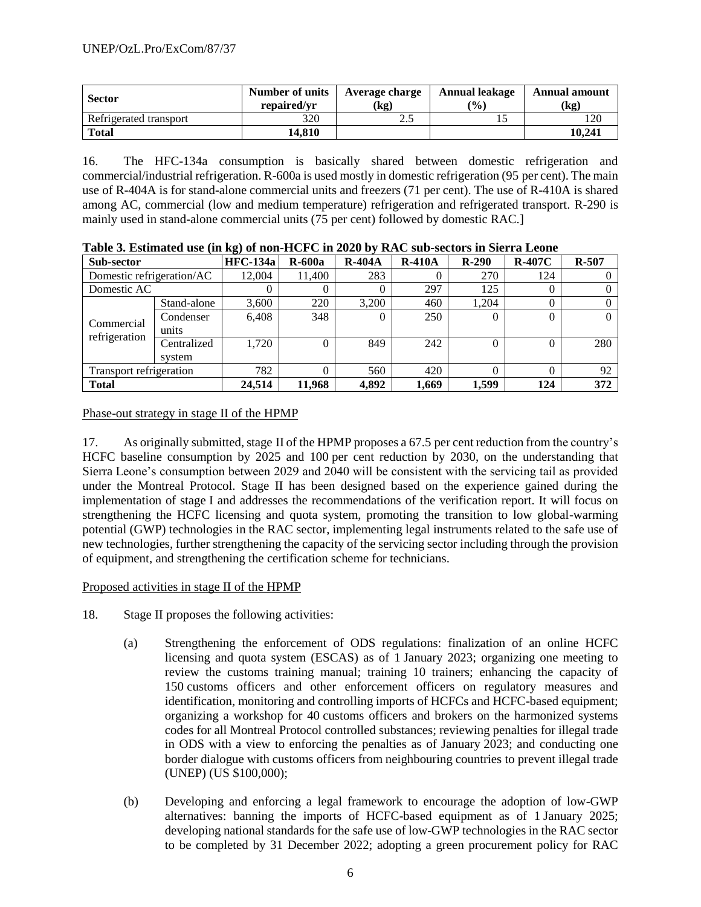| Sector | Number of units repaired/yr | Average charge (kg) | Annual leakage (%) | Annual amount (kg) |
|---|---|---|---|---|
| Refrigerated transport | 320 | 2.5 | 15 | 120 |
| **Total** | **14,810** | | | **10,241** |

16. The HFC-134a consumption is basically shared between domestic refrigeration and commercial/industrial refrigeration. R-600a is used mostly in domestic refrigeration (95 per cent). The main use of R-404A is for stand-alone commercial units and freezers (71 per cent). The use of R-410A is shared among AC, commercial (low and medium temperature) refrigeration and refrigerated transport. R-290 is mainly used in stand-alone commercial units (75 per cent) followed by domestic RAC.]

**Table 3. Estimated use (in kg) of non-HCFC in 2020 by RAC sub-sectors in Sierra Leone**

| Sub-sector | | HFC-134a | R-600a | R-404A | R-410A | R-290 | R-407C | R-507 |
|---|---|---|---|---|---|---|---|---|
| Domestic refrigeration/AC | | 12,004 | 11,400 | 283 | 0 | 270 | 124 | 0 |
| Domestic AC | | 0 | 0 | 0 | 297 | 125 | 0 | 0 |
| Commercial refrigeration | Stand-alone | 3,600 | 220 | 3,200 | 460 | 1,204 | 0 | 0 |
| | Condenser units | 6,408 | 348 | 0 | 250 | 0 | 0 | 0 |
| | Centralized system | 1,720 | 0 | 849 | 242 | 0 | 0 | 280 |
| Transport refrigeration | | 782 | 0 | 560 | 420 | 0 | 0 | 92 |
| **Total** | | **24,514** | **11,968** | **4,892** | **1,669** | **1,599** | **124** | **372** |

Phase-out strategy in stage II of the HPMP

17. As originally submitted, stage II of the HPMP proposes a 67.5 per cent reduction from the country's HCFC baseline consumption by 2025 and 100 per cent reduction by 2030, on the understanding that Sierra Leone's consumption between 2029 and 2040 will be consistent with the servicing tail as provided under the Montreal Protocol. Stage II has been designed based on the experience gained during the implementation of stage I and addresses the recommendations of the verification report. It will focus on strengthening the HCFC licensing and quota system, promoting the transition to low global-warming potential (GWP) technologies in the RAC sector, implementing legal instruments related to the safe use of new technologies, further strengthening the capacity of the servicing sector including through the provision of equipment, and strengthening the certification scheme for technicians.

Proposed activities in stage II of the HPMP

18. Stage II proposes the following activities:

(a) Strengthening the enforcement of ODS regulations: finalization of an online HCFC licensing and quota system (ESCAS) as of 1 January 2023; organizing one meeting to review the customs training manual; training 10 trainers; enhancing the capacity of 150 customs officers and other enforcement officers on regulatory measures and identification, monitoring and controlling imports of HCFCs and HCFC-based equipment; organizing a workshop for 40 customs officers and brokers on the harmonized systems codes for all Montreal Protocol controlled substances; reviewing penalties for illegal trade in ODS with a view to enforcing the penalties as of January 2023; and conducting one border dialogue with customs officers from neighbouring countries to prevent illegal trade (UNEP) (US $100,000);

(b) Developing and enforcing a legal framework to encourage the adoption of low-GWP alternatives: banning the imports of HCFC-based equipment as of 1 January 2025; developing national standards for the safe use of low-GWP technologies in the RAC sector to be completed by 31 December 2022; adopting a green procurement policy for RAC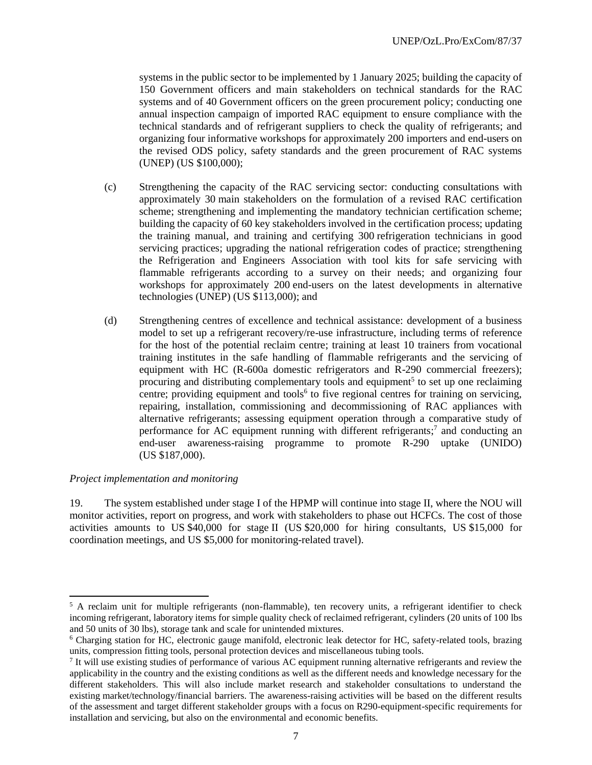systems in the public sector to be implemented by 1 January 2025; building the capacity of 150 Government officers and main stakeholders on technical standards for the RAC systems and of 40 Government officers on the green procurement policy; conducting one annual inspection campaign of imported RAC equipment to ensure compliance with the technical standards and of refrigerant suppliers to check the quality of refrigerants; and organizing four informative workshops for approximately 200 importers and end-users on the revised ODS policy, safety standards and the green procurement of RAC systems (UNEP) (US $100,000);

(c) Strengthening the capacity of the RAC servicing sector: conducting consultations with approximately 30 main stakeholders on the formulation of a revised RAC certification scheme; strengthening and implementing the mandatory technician certification scheme; building the capacity of 60 key stakeholders involved in the certification process; updating the training manual, and training and certifying 300 refrigeration technicians in good servicing practices; upgrading the national refrigeration codes of practice; strengthening the Refrigeration and Engineers Association with tool kits for safe servicing with flammable refrigerants according to a survey on their needs; and organizing four workshops for approximately 200 end-users on the latest developments in alternative technologies (UNEP) (US $113,000); and

(d) Strengthening centres of excellence and technical assistance: development of a business model to set up a refrigerant recovery/re-use infrastructure, including terms of reference for the host of the potential reclaim centre; training at least 10 trainers from vocational training institutes in the safe handling of flammable refrigerants and the servicing of equipment with HC (R-600a domestic refrigerators and R-290 commercial freezers); procuring and distributing complementary tools and equipment[5] to set up one reclaiming centre; providing equipment and tools[6] to five regional centres for training on servicing, repairing, installation, commissioning and decommissioning of RAC appliances with alternative refrigerants; assessing equipment operation through a comparative study of performance for AC equipment running with different refrigerants;[7] and conducting an end-user awareness-raising programme to promote R-290 uptake (UNIDO) (US $187,000).

*Project implementation and monitoring*

19. The system established under stage I of the HPMP will continue into stage II, where the NOU will monitor activities, report on progress, and work with stakeholders to phase out HCFCs. The cost of those activities amounts to US $40,000 for stage II (US $20,000 for hiring consultants, US $15,000 for coordination meetings, and US $5,000 for monitoring-related travel).

---

[5] A reclaim unit for multiple refrigerants (non-flammable), ten recovery units, a refrigerant identifier to check incoming refrigerant, laboratory items for simple quality check of reclaimed refrigerant, cylinders (20 units of 100 lbs and 50 units of 30 lbs), storage tank and scale for unintended mixtures.

[6] Charging station for HC, electronic gauge manifold, electronic leak detector for HC, safety-related tools, brazing units, compression fitting tools, personal protection devices and miscellaneous tubing tools.

[7] It will use existing studies of performance of various AC equipment running alternative refrigerants and review the applicability in the country and the existing conditions as well as the different needs and knowledge necessary for the different stakeholders. This will also include market research and stakeholder consultations to understand the existing market/technology/financial barriers. The awareness-raising activities will be based on the different results of the assessment and target different stakeholder groups with a focus on R290-equipment-specific requirements for installation and servicing, but also on the environmental and economic benefits.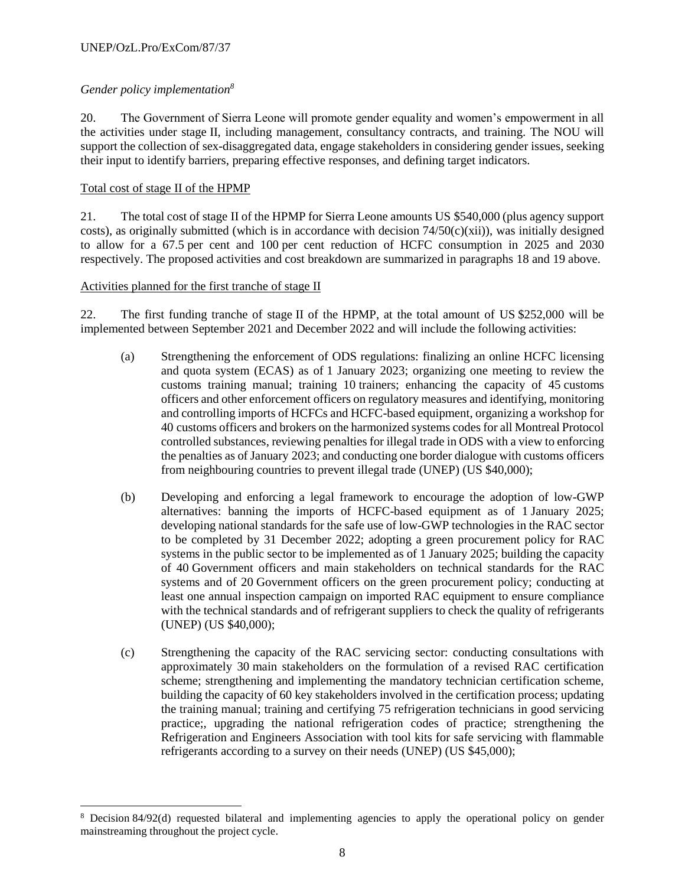*Gender policy implementation*[8]

20. The Government of Sierra Leone will promote gender equality and women's empowerment in all the activities under stage II, including management, consultancy contracts, and training. The NOU will support the collection of sex-disaggregated data, engage stakeholders in considering gender issues, seeking their input to identify barriers, preparing effective responses, and defining target indicators.

Total cost of stage II of the HPMP

21. The total cost of stage II of the HPMP for Sierra Leone amounts US $540,000 (plus agency support costs), as originally submitted (which is in accordance with decision 74/50(c)(xii)), was initially designed to allow for a 67.5 per cent and 100 per cent reduction of HCFC consumption in 2025 and 2030 respectively. The proposed activities and cost breakdown are summarized in paragraphs 18 and 19 above.

Activities planned for the first tranche of stage II

22. The first funding tranche of stage II of the HPMP, at the total amount of US $252,000 will be implemented between September 2021 and December 2022 and will include the following activities:

(a) Strengthening the enforcement of ODS regulations: finalizing an online HCFC licensing and quota system (ECAS) as of 1 January 2023; organizing one meeting to review the customs training manual; training 10 trainers; enhancing the capacity of 45 customs officers and other enforcement officers on regulatory measures and identifying, monitoring and controlling imports of HCFCs and HCFC-based equipment, organizing a workshop for 40 customs officers and brokers on the harmonized systems codes for all Montreal Protocol controlled substances, reviewing penalties for illegal trade in ODS with a view to enforcing the penalties as of January 2023; and conducting one border dialogue with customs officers from neighbouring countries to prevent illegal trade (UNEP) (US $40,000);

(b) Developing and enforcing a legal framework to encourage the adoption of low-GWP alternatives: banning the imports of HCFC-based equipment as of 1 January 2025; developing national standards for the safe use of low-GWP technologies in the RAC sector to be completed by 31 December 2022; adopting a green procurement policy for RAC systems in the public sector to be implemented as of 1 January 2025; building the capacity of 40 Government officers and main stakeholders on technical standards for the RAC systems and of 20 Government officers on the green procurement policy; conducting at least one annual inspection campaign on imported RAC equipment to ensure compliance with the technical standards and of refrigerant suppliers to check the quality of refrigerants (UNEP) (US $40,000);

(c) Strengthening the capacity of the RAC servicing sector: conducting consultations with approximately 30 main stakeholders on the formulation of a revised RAC certification scheme; strengthening and implementing the mandatory technician certification scheme, building the capacity of 60 key stakeholders involved in the certification process; updating the training manual; training and certifying 75 refrigeration technicians in good servicing practice;, upgrading the national refrigeration codes of practice; strengthening the Refrigeration and Engineers Association with tool kits for safe servicing with flammable refrigerants according to a survey on their needs (UNEP) (US $45,000);

---

[8] Decision 84/92(d) requested bilateral and implementing agencies to apply the operational policy on gender mainstreaming throughout the project cycle.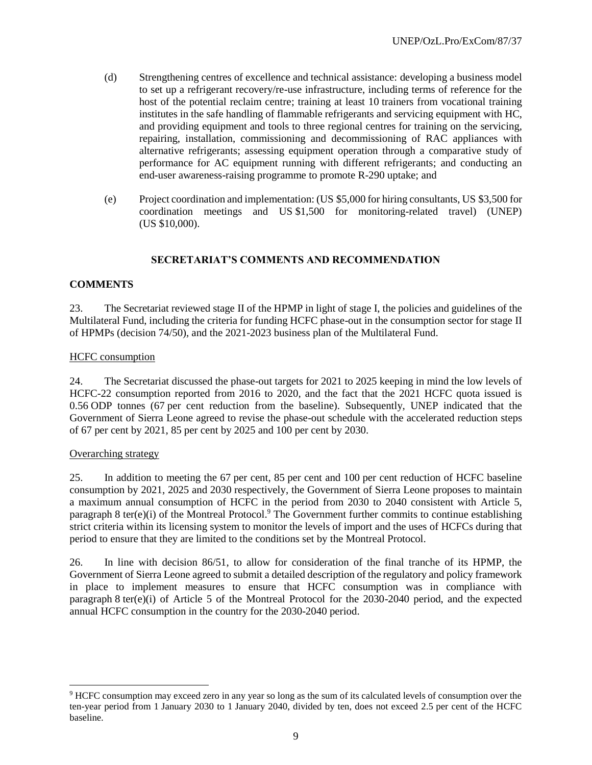(d) Strengthening centres of excellence and technical assistance: developing a business model to set up a refrigerant recovery/re-use infrastructure, including terms of reference for the host of the potential reclaim centre; training at least 10 trainers from vocational training institutes in the safe handling of flammable refrigerants and servicing equipment with HC, and providing equipment and tools to three regional centres for training on the servicing, repairing, installation, commissioning and decommissioning of RAC appliances with alternative refrigerants; assessing equipment operation through a comparative study of performance for AC equipment running with different refrigerants; and conducting an end-user awareness-raising programme to promote R-290 uptake; and

(e) Project coordination and implementation: (US $5,000 for hiring consultants, US $3,500 for coordination meetings and US $1,500 for monitoring-related travel) (UNEP) (US $10,000).

## SECRETARIAT'S COMMENTS AND RECOMMENDATION

### COMMENTS

23. The Secretariat reviewed stage II of the HPMP in light of stage I, the policies and guidelines of the Multilateral Fund, including the criteria for funding HCFC phase-out in the consumption sector for stage II of HPMPs (decision 74/50), and the 2021-2023 business plan of the Multilateral Fund.

#### HCFC consumption

24. The Secretariat discussed the phase-out targets for 2021 to 2025 keeping in mind the low levels of HCFC-22 consumption reported from 2016 to 2020, and the fact that the 2021 HCFC quota issued is 0.56 ODP tonnes (67 per cent reduction from the baseline). Subsequently, UNEP indicated that the Government of Sierra Leone agreed to revise the phase-out schedule with the accelerated reduction steps of 67 per cent by 2021, 85 per cent by 2025 and 100 per cent by 2030.

#### Overarching strategy

25. In addition to meeting the 67 per cent, 85 per cent and 100 per cent reduction of HCFC baseline consumption by 2021, 2025 and 2030 respectively, the Government of Sierra Leone proposes to maintain a maximum annual consumption of HCFC in the period from 2030 to 2040 consistent with Article 5, paragraph 8 ter(e)(i) of the Montreal Protocol.[9] The Government further commits to continue establishing strict criteria within its licensing system to monitor the levels of import and the uses of HCFCs during that period to ensure that they are limited to the conditions set by the Montreal Protocol.

26. In line with decision 86/51, to allow for consideration of the final tranche of its HPMP, the Government of Sierra Leone agreed to submit a detailed description of the regulatory and policy framework in place to implement measures to ensure that HCFC consumption was in compliance with paragraph 8 ter(e)(i) of Article 5 of the Montreal Protocol for the 2030-2040 period, and the expected annual HCFC consumption in the country for the 2030-2040 period.

---

[9] HCFC consumption may exceed zero in any year so long as the sum of its calculated levels of consumption over the ten-year period from 1 January 2030 to 1 January 2040, divided by ten, does not exceed 2.5 per cent of the HCFC baseline.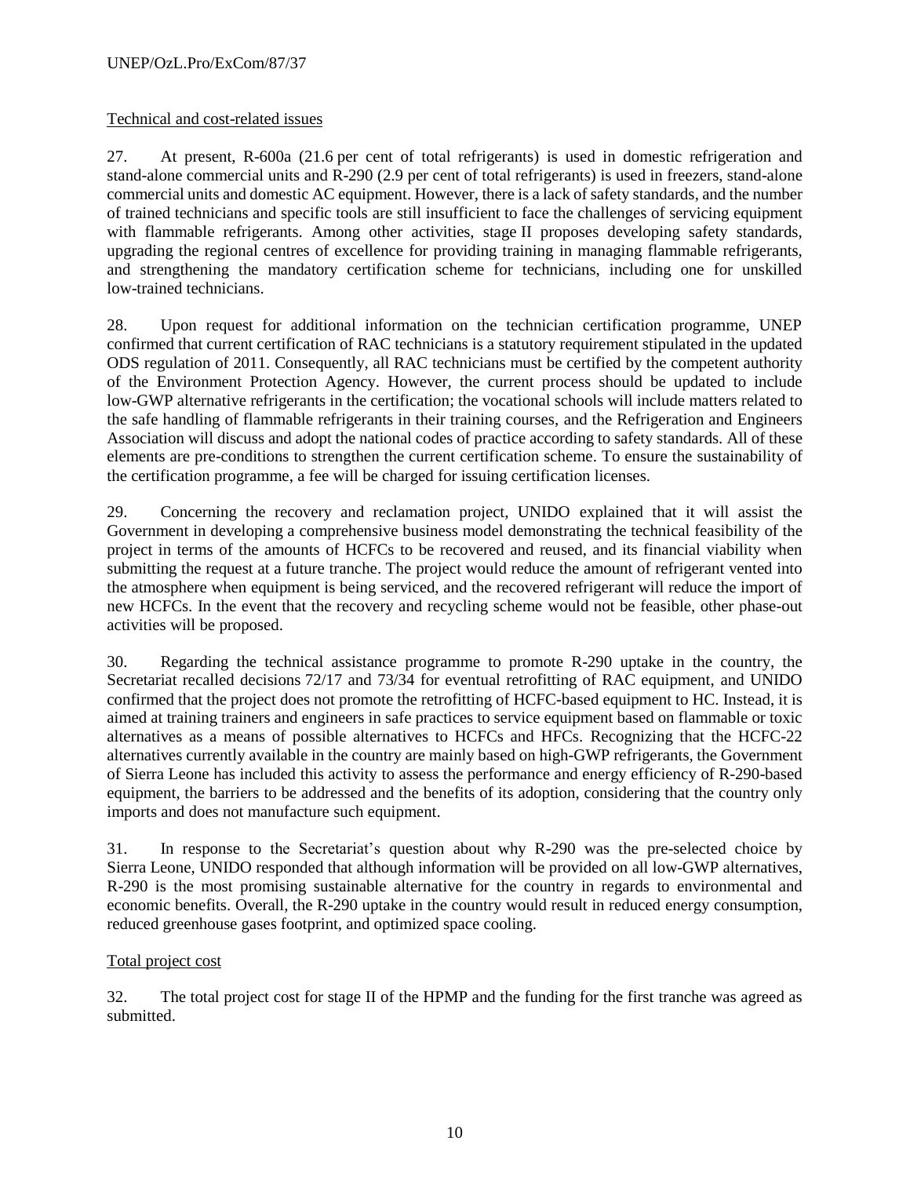Technical and cost-related issues

27. At present, R-600a (21.6 per cent of total refrigerants) is used in domestic refrigeration and stand-alone commercial units and R-290 (2.9 per cent of total refrigerants) is used in freezers, stand-alone commercial units and domestic AC equipment. However, there is a lack of safety standards, and the number of trained technicians and specific tools are still insufficient to face the challenges of servicing equipment with flammable refrigerants. Among other activities, stage II proposes developing safety standards, upgrading the regional centres of excellence for providing training in managing flammable refrigerants, and strengthening the mandatory certification scheme for technicians, including one for unskilled low-trained technicians.

28. Upon request for additional information on the technician certification programme, UNEP confirmed that current certification of RAC technicians is a statutory requirement stipulated in the updated ODS regulation of 2011. Consequently, all RAC technicians must be certified by the competent authority of the Environment Protection Agency. However, the current process should be updated to include low-GWP alternative refrigerants in the certification; the vocational schools will include matters related to the safe handling of flammable refrigerants in their training courses, and the Refrigeration and Engineers Association will discuss and adopt the national codes of practice according to safety standards. All of these elements are pre-conditions to strengthen the current certification scheme. To ensure the sustainability of the certification programme, a fee will be charged for issuing certification licenses.

29. Concerning the recovery and reclamation project, UNIDO explained that it will assist the Government in developing a comprehensive business model demonstrating the technical feasibility of the project in terms of the amounts of HCFCs to be recovered and reused, and its financial viability when submitting the request at a future tranche. The project would reduce the amount of refrigerant vented into the atmosphere when equipment is being serviced, and the recovered refrigerant will reduce the import of new HCFCs. In the event that the recovery and recycling scheme would not be feasible, other phase-out activities will be proposed.

30. Regarding the technical assistance programme to promote R-290 uptake in the country, the Secretariat recalled decisions 72/17 and 73/34 for eventual retrofitting of RAC equipment, and UNIDO confirmed that the project does not promote the retrofitting of HCFC-based equipment to HC. Instead, it is aimed at training trainers and engineers in safe practices to service equipment based on flammable or toxic alternatives as a means of possible alternatives to HCFCs and HFCs. Recognizing that the HCFC-22 alternatives currently available in the country are mainly based on high-GWP refrigerants, the Government of Sierra Leone has included this activity to assess the performance and energy efficiency of R-290-based equipment, the barriers to be addressed and the benefits of its adoption, considering that the country only imports and does not manufacture such equipment.

31. In response to the Secretariat's question about why R-290 was the pre-selected choice by Sierra Leone, UNIDO responded that although information will be provided on all low-GWP alternatives, R-290 is the most promising sustainable alternative for the country in regards to environmental and economic benefits. Overall, the R-290 uptake in the country would result in reduced energy consumption, reduced greenhouse gases footprint, and optimized space cooling.

Total project cost

32. The total project cost for stage II of the HPMP and the funding for the first tranche was agreed as submitted.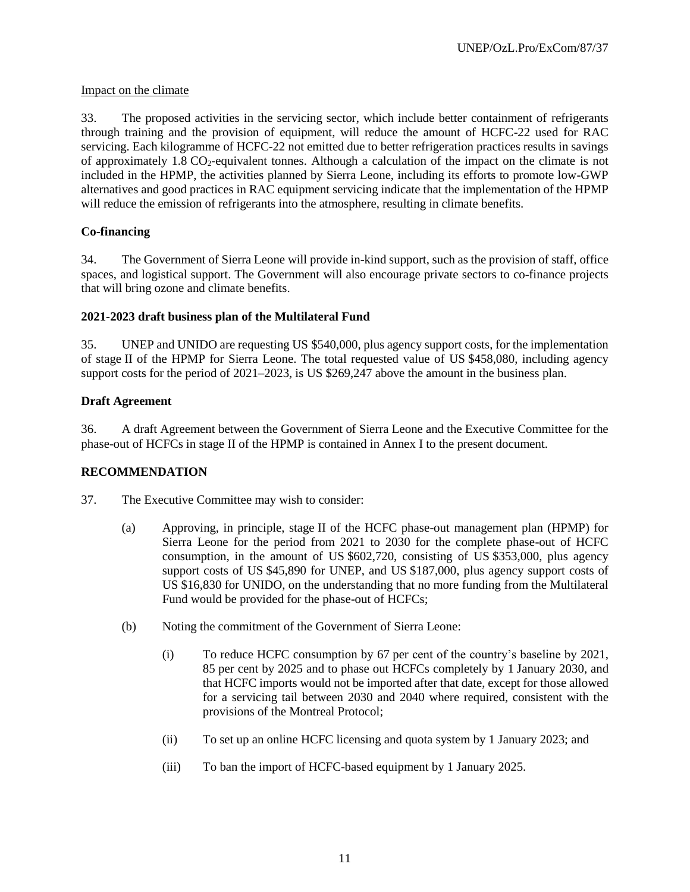Impact on the climate

33. The proposed activities in the servicing sector, which include better containment of refrigerants through training and the provision of equipment, will reduce the amount of HCFC-22 used for RAC servicing. Each kilogramme of HCFC-22 not emitted due to better refrigeration practices results in savings of approximately 1.8 $CO_2$-equivalent tonnes. Although a calculation of the impact on the climate is not included in the HPMP, the activities planned by Sierra Leone, including its efforts to promote low-GWP alternatives and good practices in RAC equipment servicing indicate that the implementation of the HPMP will reduce the emission of refrigerants into the atmosphere, resulting in climate benefits.

**Co-financing**

34. The Government of Sierra Leone will provide in-kind support, such as the provision of staff, office spaces, and logistical support. The Government will also encourage private sectors to co-finance projects that will bring ozone and climate benefits.

**2021-2023 draft business plan of the Multilateral Fund**

35. UNEP and UNIDO are requesting US $540,000, plus agency support costs, for the implementation of stage II of the HPMP for Sierra Leone. The total requested value of US $458,080, including agency support costs for the period of 2021–2023, is US $269,247 above the amount in the business plan.

**Draft Agreement**

36. A draft Agreement between the Government of Sierra Leone and the Executive Committee for the phase-out of HCFCs in stage II of the HPMP is contained in Annex I to the present document.

**RECOMMENDATION**

37. The Executive Committee may wish to consider:

(a) Approving, in principle, stage II of the HCFC phase-out management plan (HPMP) for Sierra Leone for the period from 2021 to 2030 for the complete phase-out of HCFC consumption, in the amount of US $602,720, consisting of US $353,000, plus agency support costs of US $45,890 for UNEP, and US $187,000, plus agency support costs of US $16,830 for UNIDO, on the understanding that no more funding from the Multilateral Fund would be provided for the phase-out of HCFCs;

(b) Noting the commitment of the Government of Sierra Leone:

(i) To reduce HCFC consumption by 67 per cent of the country's baseline by 2021, 85 per cent by 2025 and to phase out HCFCs completely by 1 January 2030, and that HCFC imports would not be imported after that date, except for those allowed for a servicing tail between 2030 and 2040 where required, consistent with the provisions of the Montreal Protocol;

(ii) To set up an online HCFC licensing and quota system by 1 January 2023; and

(iii) To ban the import of HCFC-based equipment by 1 January 2025.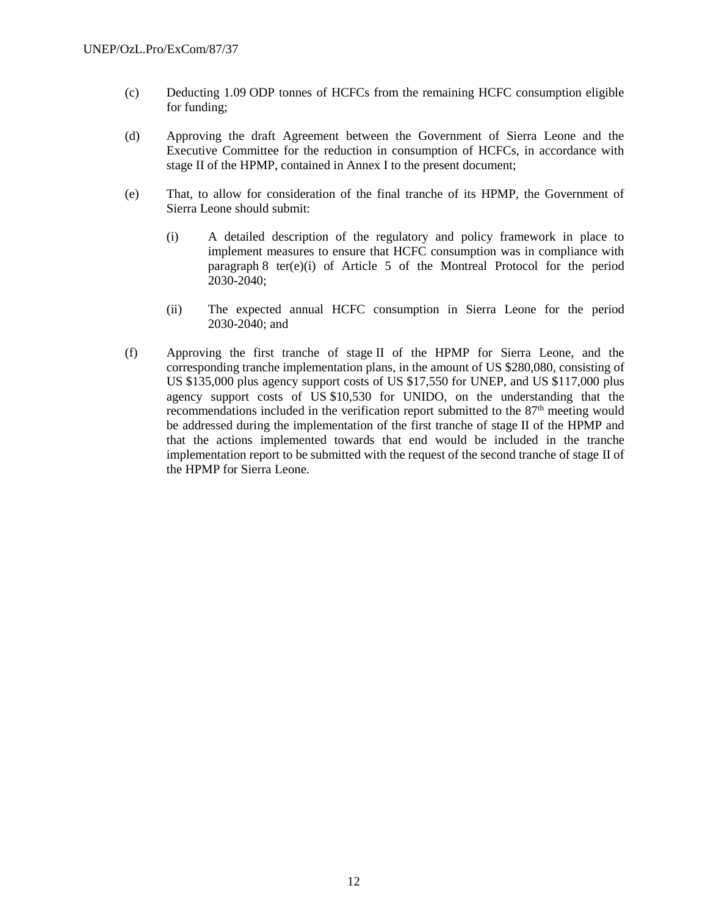(c) Deducting 1.09 ODP tonnes of HCFCs from the remaining HCFC consumption eligible for funding;

(d) Approving the draft Agreement between the Government of Sierra Leone and the Executive Committee for the reduction in consumption of HCFCs, in accordance with stage II of the HPMP, contained in Annex I to the present document;

(e) That, to allow for consideration of the final tranche of its HPMP, the Government of Sierra Leone should submit:

    (i) A detailed description of the regulatory and policy framework in place to implement measures to ensure that HCFC consumption was in compliance with paragraph 8 ter(e)(i) of Article 5 of the Montreal Protocol for the period 2030-2040;

    (ii) The expected annual HCFC consumption in Sierra Leone for the period 2030-2040; and

(f) Approving the first tranche of stage II of the HPMP for Sierra Leone, and the corresponding tranche implementation plans, in the amount of US $280,080, consisting of US $135,000 plus agency support costs of US $17,550 for UNEP, and US $117,000 plus agency support costs of US $10,530 for UNIDO, on the understanding that the recommendations included in the verification report submitted to the 87th meeting would be addressed during the implementation of the first tranche of stage II of the HPMP and that the actions implemented towards that end would be included in the tranche implementation report to be submitted with the request of the second tranche of stage II of the HPMP for Sierra Leone.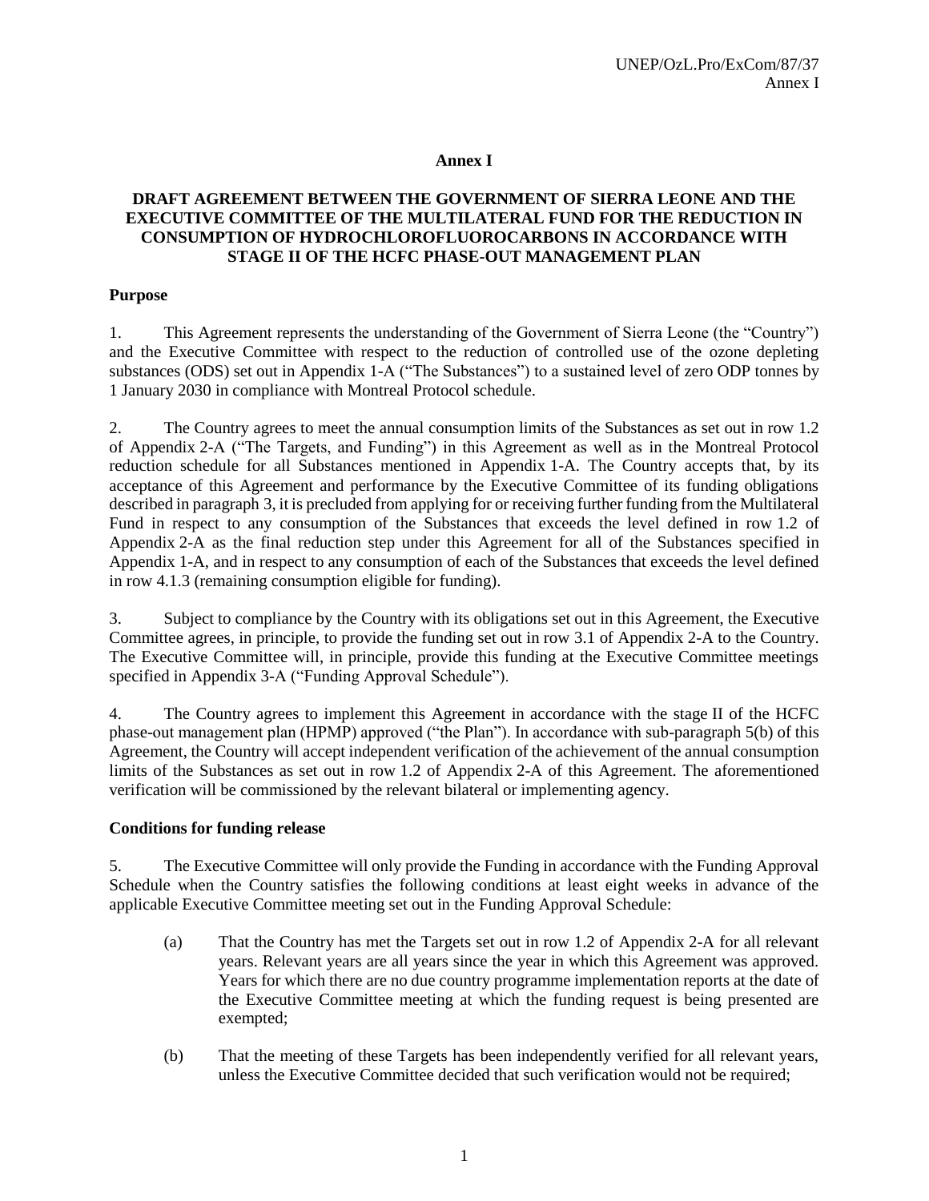# Annex I

## DRAFT AGREEMENT BETWEEN THE GOVERNMENT OF SIERRA LEONE AND THE EXECUTIVE COMMITTEE OF THE MULTILATERAL FUND FOR THE REDUCTION IN CONSUMPTION OF HYDROCHLOROFLUOROCARBONS IN ACCORDANCE WITH STAGE II OF THE HCFC PHASE-OUT MANAGEMENT PLAN

### Purpose

1. This Agreement represents the understanding of the Government of Sierra Leone (the "Country") and the Executive Committee with respect to the reduction of controlled use of the ozone depleting substances (ODS) set out in Appendix 1-A ("The Substances") to a sustained level of zero ODP tonnes by 1 January 2030 in compliance with Montreal Protocol schedule.

2. The Country agrees to meet the annual consumption limits of the Substances as set out in row 1.2 of Appendix 2-A ("The Targets, and Funding") in this Agreement as well as in the Montreal Protocol reduction schedule for all Substances mentioned in Appendix 1-A. The Country accepts that, by its acceptance of this Agreement and performance by the Executive Committee of its funding obligations described in paragraph 3, it is precluded from applying for or receiving further funding from the Multilateral Fund in respect to any consumption of the Substances that exceeds the level defined in row 1.2 of Appendix 2-A as the final reduction step under this Agreement for all of the Substances specified in Appendix 1-A, and in respect to any consumption of each of the Substances that exceeds the level defined in row 4.1.3 (remaining consumption eligible for funding).

3. Subject to compliance by the Country with its obligations set out in this Agreement, the Executive Committee agrees, in principle, to provide the funding set out in row 3.1 of Appendix 2-A to the Country. The Executive Committee will, in principle, provide this funding at the Executive Committee meetings specified in Appendix 3-A ("Funding Approval Schedule").

4. The Country agrees to implement this Agreement in accordance with the stage II of the HCFC phase-out management plan (HPMP) approved ("the Plan"). In accordance with sub-paragraph 5(b) of this Agreement, the Country will accept independent verification of the achievement of the annual consumption limits of the Substances as set out in row 1.2 of Appendix 2-A of this Agreement. The aforementioned verification will be commissioned by the relevant bilateral or implementing agency.

### Conditions for funding release

5. The Executive Committee will only provide the Funding in accordance with the Funding Approval Schedule when the Country satisfies the following conditions at least eight weeks in advance of the applicable Executive Committee meeting set out in the Funding Approval Schedule:

   (a) That the Country has met the Targets set out in row 1.2 of Appendix 2-A for all relevant years. Relevant years are all years since the year in which this Agreement was approved. Years for which there are no due country programme implementation reports at the date of the Executive Committee meeting at which the funding request is being presented are exempted;

   (b) That the meeting of these Targets has been independently verified for all relevant years, unless the Executive Committee decided that such verification would not be required;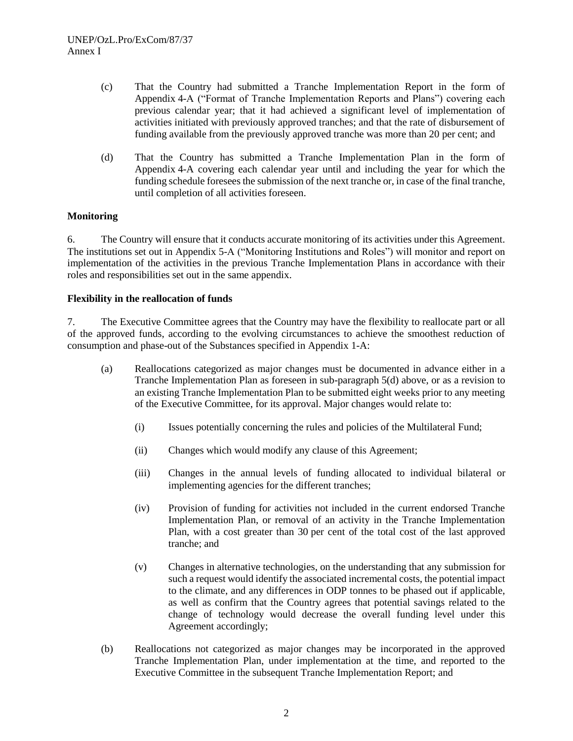(c) That the Country had submitted a Tranche Implementation Report in the form of Appendix 4-A ("Format of Tranche Implementation Reports and Plans") covering each previous calendar year; that it had achieved a significant level of implementation of activities initiated with previously approved tranches; and that the rate of disbursement of funding available from the previously approved tranche was more than 20 per cent; and

(d) That the Country has submitted a Tranche Implementation Plan in the form of Appendix 4-A covering each calendar year until and including the year for which the funding schedule foresees the submission of the next tranche or, in case of the final tranche, until completion of all activities foreseen.

**Monitoring**

6. The Country will ensure that it conducts accurate monitoring of its activities under this Agreement. The institutions set out in Appendix 5-A ("Monitoring Institutions and Roles") will monitor and report on implementation of the activities in the previous Tranche Implementation Plans in accordance with their roles and responsibilities set out in the same appendix.

**Flexibility in the reallocation of funds**

7. The Executive Committee agrees that the Country may have the flexibility to reallocate part or all of the approved funds, according to the evolving circumstances to achieve the smoothest reduction of consumption and phase-out of the Substances specified in Appendix 1-A:

(a) Reallocations categorized as major changes must be documented in advance either in a Tranche Implementation Plan as foreseen in sub-paragraph 5(d) above, or as a revision to an existing Tranche Implementation Plan to be submitted eight weeks prior to any meeting of the Executive Committee, for its approval. Major changes would relate to:

(i) Issues potentially concerning the rules and policies of the Multilateral Fund;

(ii) Changes which would modify any clause of this Agreement;

(iii) Changes in the annual levels of funding allocated to individual bilateral or implementing agencies for the different tranches;

(iv) Provision of funding for activities not included in the current endorsed Tranche Implementation Plan, or removal of an activity in the Tranche Implementation Plan, with a cost greater than 30 per cent of the total cost of the last approved tranche; and

(v) Changes in alternative technologies, on the understanding that any submission for such a request would identify the associated incremental costs, the potential impact to the climate, and any differences in ODP tonnes to be phased out if applicable, as well as confirm that the Country agrees that potential savings related to the change of technology would decrease the overall funding level under this Agreement accordingly;

(b) Reallocations not categorized as major changes may be incorporated in the approved Tranche Implementation Plan, under implementation at the time, and reported to the Executive Committee in the subsequent Tranche Implementation Report; and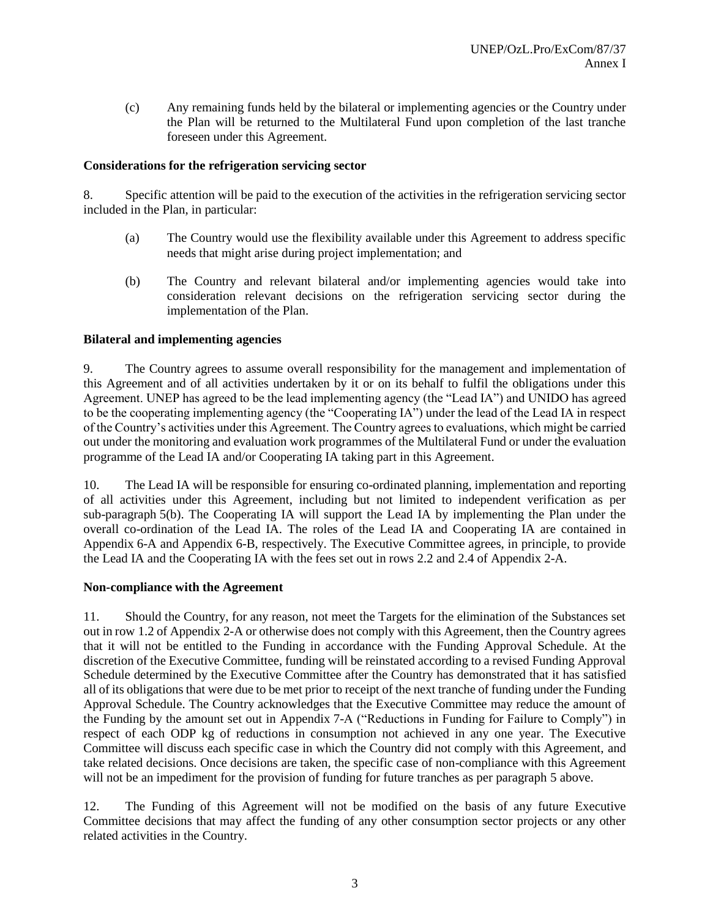(c) Any remaining funds held by the bilateral or implementing agencies or the Country under the Plan will be returned to the Multilateral Fund upon completion of the last tranche foreseen under this Agreement.

**Considerations for the refrigeration servicing sector**

8. Specific attention will be paid to the execution of the activities in the refrigeration servicing sector included in the Plan, in particular:

(a) The Country would use the flexibility available under this Agreement to address specific needs that might arise during project implementation; and

(b) The Country and relevant bilateral and/or implementing agencies would take into consideration relevant decisions on the refrigeration servicing sector during the implementation of the Plan.

**Bilateral and implementing agencies**

9. The Country agrees to assume overall responsibility for the management and implementation of this Agreement and of all activities undertaken by it or on its behalf to fulfil the obligations under this Agreement. UNEP has agreed to be the lead implementing agency (the "Lead IA") and UNIDO has agreed to be the cooperating implementing agency (the "Cooperating IA") under the lead of the Lead IA in respect of the Country's activities under this Agreement. The Country agrees to evaluations, which might be carried out under the monitoring and evaluation work programmes of the Multilateral Fund or under the evaluation programme of the Lead IA and/or Cooperating IA taking part in this Agreement.

10. The Lead IA will be responsible for ensuring co-ordinated planning, implementation and reporting of all activities under this Agreement, including but not limited to independent verification as per sub-paragraph 5(b). The Cooperating IA will support the Lead IA by implementing the Plan under the overall co-ordination of the Lead IA. The roles of the Lead IA and Cooperating IA are contained in Appendix 6-A and Appendix 6-B, respectively. The Executive Committee agrees, in principle, to provide the Lead IA and the Cooperating IA with the fees set out in rows 2.2 and 2.4 of Appendix 2-A.

**Non-compliance with the Agreement**

11. Should the Country, for any reason, not meet the Targets for the elimination of the Substances set out in row 1.2 of Appendix 2-A or otherwise does not comply with this Agreement, then the Country agrees that it will not be entitled to the Funding in accordance with the Funding Approval Schedule. At the discretion of the Executive Committee, funding will be reinstated according to a revised Funding Approval Schedule determined by the Executive Committee after the Country has demonstrated that it has satisfied all of its obligations that were due to be met prior to receipt of the next tranche of funding under the Funding Approval Schedule. The Country acknowledges that the Executive Committee may reduce the amount of the Funding by the amount set out in Appendix 7-A ("Reductions in Funding for Failure to Comply") in respect of each ODP kg of reductions in consumption not achieved in any one year. The Executive Committee will discuss each specific case in which the Country did not comply with this Agreement, and take related decisions. Once decisions are taken, the specific case of non-compliance with this Agreement will not be an impediment for the provision of funding for future tranches as per paragraph 5 above.

12. The Funding of this Agreement will not be modified on the basis of any future Executive Committee decisions that may affect the funding of any other consumption sector projects or any other related activities in the Country.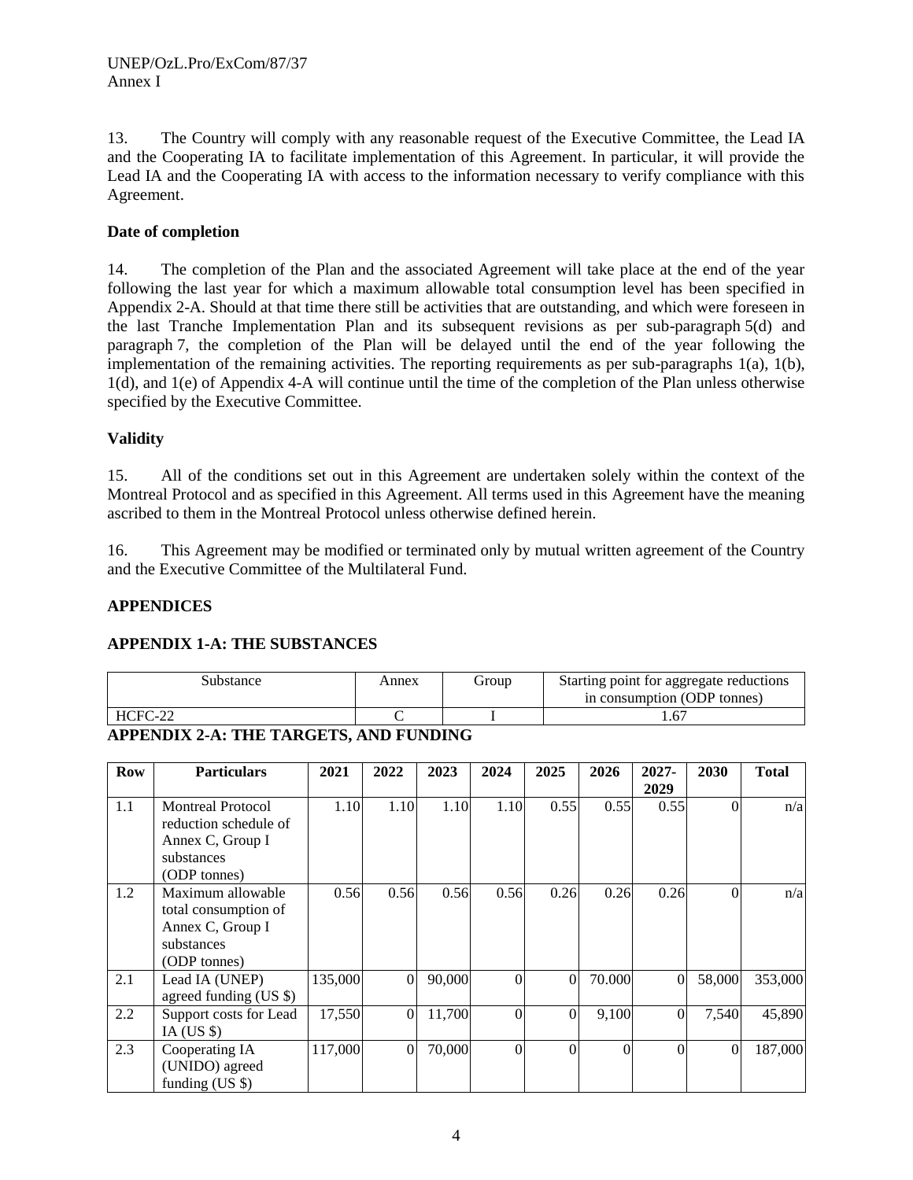13. The Country will comply with any reasonable request of the Executive Committee, the Lead IA and the Cooperating IA to facilitate implementation of this Agreement. In particular, it will provide the Lead IA and the Cooperating IA with access to the information necessary to verify compliance with this Agreement.

**Date of completion**

14. The completion of the Plan and the associated Agreement will take place at the end of the year following the last year for which a maximum allowable total consumption level has been specified in Appendix 2-A. Should at that time there still be activities that are outstanding, and which were foreseen in the last Tranche Implementation Plan and its subsequent revisions as per sub-paragraph 5(d) and paragraph 7, the completion of the Plan will be delayed until the end of the year following the implementation of the remaining activities. The reporting requirements as per sub-paragraphs 1(a), 1(b), 1(d), and 1(e) of Appendix 4-A will continue until the time of the completion of the Plan unless otherwise specified by the Executive Committee.

**Validity**

15. All of the conditions set out in this Agreement are undertaken solely within the context of the Montreal Protocol and as specified in this Agreement. All terms used in this Agreement have the meaning ascribed to them in the Montreal Protocol unless otherwise defined herein.

16. This Agreement may be modified or terminated only by mutual written agreement of the Country and the Executive Committee of the Multilateral Fund.

**APPENDICES**

**APPENDIX 1-A: THE SUBSTANCES**

| Substance | Annex | Group | Starting point for aggregate reductions in consumption (ODP tonnes) |
|---|---|---|---|
| HCFC-22 | C | I | 1.67 |

**APPENDIX 2-A: THE TARGETS, AND FUNDING**

| Row | Particulars | 2021 | 2022 | 2023 | 2024 | 2025 | 2026 | 2027-2029 | 2030 | Total |
|---|---|---|---|---|---|---|---|---|---|---|
| 1.1 | Montreal Protocol reduction schedule of Annex C, Group I substances (ODP tonnes) | 1.10 | 1.10 | 1.10 | 1.10 | 0.55 | 0.55 | 0.55 | 0 | n/a |
| 1.2 | Maximum allowable total consumption of Annex C, Group I substances (ODP tonnes) | 0.56 | 0.56 | 0.56 | 0.56 | 0.26 | 0.26 | 0.26 | 0 | n/a |
| 2.1 | Lead IA (UNEP) agreed funding (US $) | 135,000 | 0 | 90,000 | 0 | 0 | 70.000 | 0 | 58,000 | 353,000 |
| 2.2 | Support costs for Lead IA (US $) | 17,550 | 0 | 11,700 | 0 | 0 | 9,100 | 0 | 7,540 | 45,890 |
| 2.3 | Cooperating IA (UNIDO) agreed funding (US $) | 117,000 | 0 | 70,000 | 0 | 0 | 0 | 0 | 0 | 187,000 |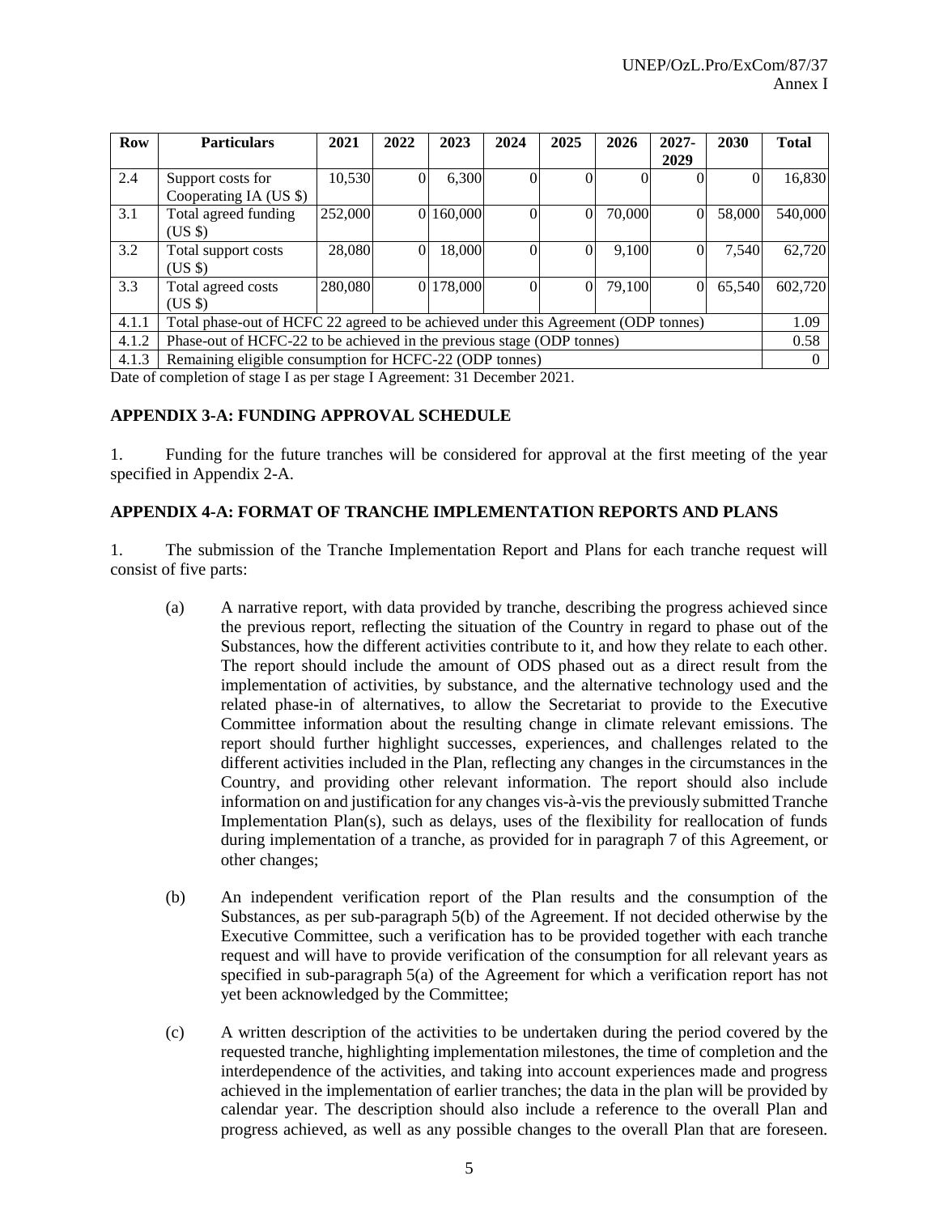| Row | Particulars | 2021 | 2022 | 2023 | 2024 | 2025 | 2026 | 2027-2029 | 2030 | Total |
|---|---|---|---|---|---|---|---|---|---|---|
| 2.4 | Support costs for Cooperating IA (US $) | 10,530 | 0 | 6,300 | 0 | 0 | 0 | 0 | 0 | 16,830 |
| 3.1 | Total agreed funding (US $) | 252,000 | 0 | 160,000 | 0 | 0 | 70,000 | 0 | 58,000 | 540,000 |
| 3.2 | Total support costs (US $) | 28,080 | 0 | 18,000 | 0 | 0 | 9,100 | 0 | 7,540 | 62,720 |
| 3.3 | Total agreed costs (US $) | 280,080 | 0 | 178,000 | 0 | 0 | 79,100 | 0 | 65,540 | 602,720 |
| 4.1.1 | Total phase-out of HCFC 22 agreed to be achieved under this Agreement (ODP tonnes) | | | | | | | | | 1.09 |
| 4.1.2 | Phase-out of HCFC-22 to be achieved in the previous stage (ODP tonnes) | | | | | | | | | 0.58 |
| 4.1.3 | Remaining eligible consumption for HCFC-22 (ODP tonnes) | | | | | | | | | 0 |

Date of completion of stage I as per stage I Agreement: 31 December 2021.

**APPENDIX 3-A: FUNDING APPROVAL SCHEDULE**

1. Funding for the future tranches will be considered for approval at the first meeting of the year specified in Appendix 2-A.

**APPENDIX 4-A: FORMAT OF TRANCHE IMPLEMENTATION REPORTS AND PLANS**

1. The submission of the Tranche Implementation Report and Plans for each tranche request will consist of five parts:

(a) A narrative report, with data provided by tranche, describing the progress achieved since the previous report, reflecting the situation of the Country in regard to phase out of the Substances, how the different activities contribute to it, and how they relate to each other. The report should include the amount of ODS phased out as a direct result from the implementation of activities, by substance, and the alternative technology used and the related phase-in of alternatives, to allow the Secretariat to provide to the Executive Committee information about the resulting change in climate relevant emissions. The report should further highlight successes, experiences, and challenges related to the different activities included in the Plan, reflecting any changes in the circumstances in the Country, and providing other relevant information. The report should also include information on and justification for any changes vis-à-vis the previously submitted Tranche Implementation Plan(s), such as delays, uses of the flexibility for reallocation of funds during implementation of a tranche, as provided for in paragraph 7 of this Agreement, or other changes;

(b) An independent verification report of the Plan results and the consumption of the Substances, as per sub-paragraph 5(b) of the Agreement. If not decided otherwise by the Executive Committee, such a verification has to be provided together with each tranche request and will have to provide verification of the consumption for all relevant years as specified in sub-paragraph 5(a) of the Agreement for which a verification report has not yet been acknowledged by the Committee;

(c) A written description of the activities to be undertaken during the period covered by the requested tranche, highlighting implementation milestones, the time of completion and the interdependence of the activities, and taking into account experiences made and progress achieved in the implementation of earlier tranches; the data in the plan will be provided by calendar year. The description should also include a reference to the overall Plan and progress achieved, as well as any possible changes to the overall Plan that are foreseen.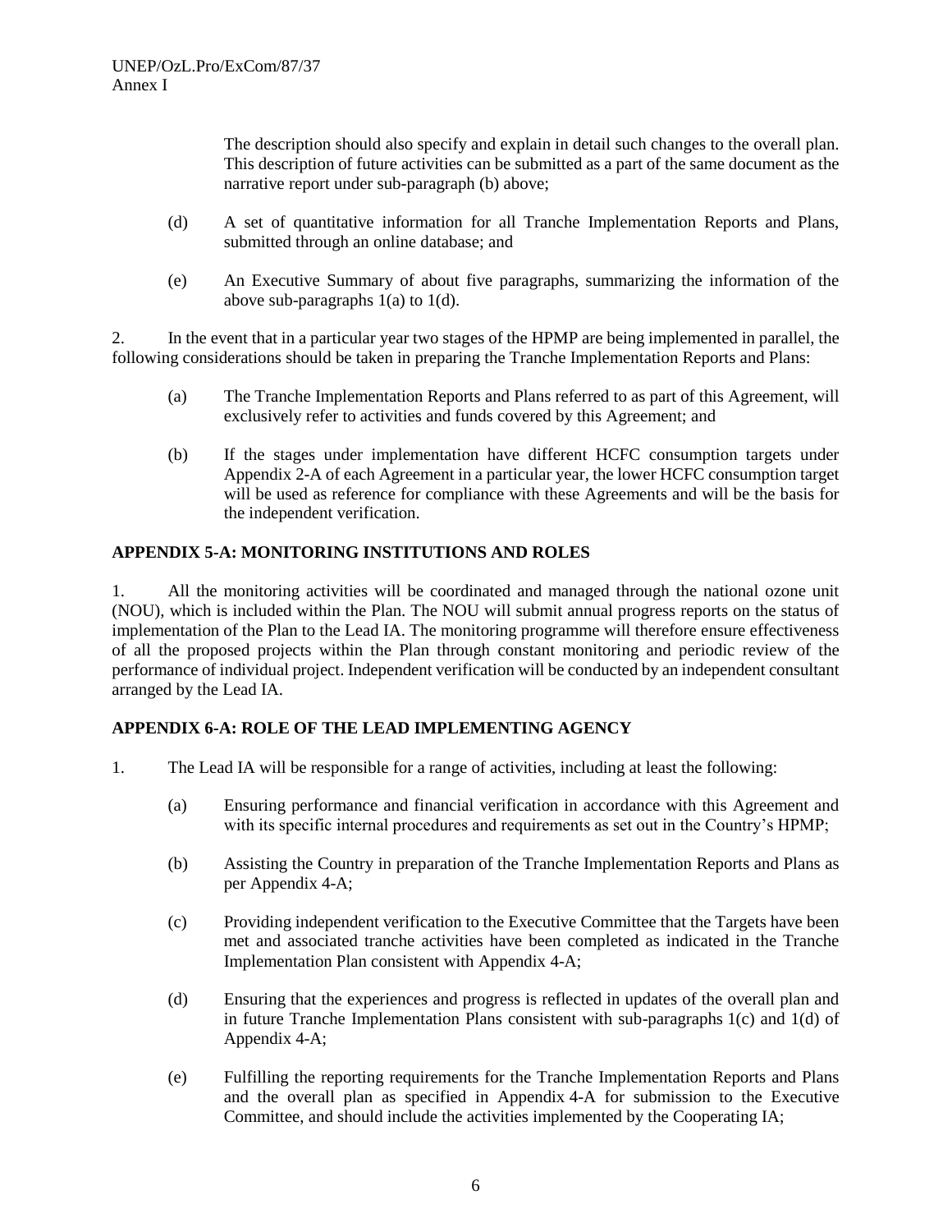The description should also specify and explain in detail such changes to the overall plan. This description of future activities can be submitted as a part of the same document as the narrative report under sub-paragraph (b) above;

(d) A set of quantitative information for all Tranche Implementation Reports and Plans, submitted through an online database; and

(e) An Executive Summary of about five paragraphs, summarizing the information of the above sub-paragraphs 1(a) to 1(d).

2. In the event that in a particular year two stages of the HPMP are being implemented in parallel, the following considerations should be taken in preparing the Tranche Implementation Reports and Plans:

(a) The Tranche Implementation Reports and Plans referred to as part of this Agreement, will exclusively refer to activities and funds covered by this Agreement; and

(b) If the stages under implementation have different HCFC consumption targets under Appendix 2-A of each Agreement in a particular year, the lower HCFC consumption target will be used as reference for compliance with these Agreements and will be the basis for the independent verification.

## APPENDIX 5-A: MONITORING INSTITUTIONS AND ROLES

1. All the monitoring activities will be coordinated and managed through the national ozone unit (NOU), which is included within the Plan. The NOU will submit annual progress reports on the status of implementation of the Plan to the Lead IA. The monitoring programme will therefore ensure effectiveness of all the proposed projects within the Plan through constant monitoring and periodic review of the performance of individual project. Independent verification will be conducted by an independent consultant arranged by the Lead IA.

## APPENDIX 6-A: ROLE OF THE LEAD IMPLEMENTING AGENCY

1. The Lead IA will be responsible for a range of activities, including at least the following:

(a) Ensuring performance and financial verification in accordance with this Agreement and with its specific internal procedures and requirements as set out in the Country's HPMP;

(b) Assisting the Country in preparation of the Tranche Implementation Reports and Plans as per Appendix 4-A;

(c) Providing independent verification to the Executive Committee that the Targets have been met and associated tranche activities have been completed as indicated in the Tranche Implementation Plan consistent with Appendix 4-A;

(d) Ensuring that the experiences and progress is reflected in updates of the overall plan and in future Tranche Implementation Plans consistent with sub-paragraphs 1(c) and 1(d) of Appendix 4-A;

(e) Fulfilling the reporting requirements for the Tranche Implementation Reports and Plans and the overall plan as specified in Appendix 4-A for submission to the Executive Committee, and should include the activities implemented by the Cooperating IA;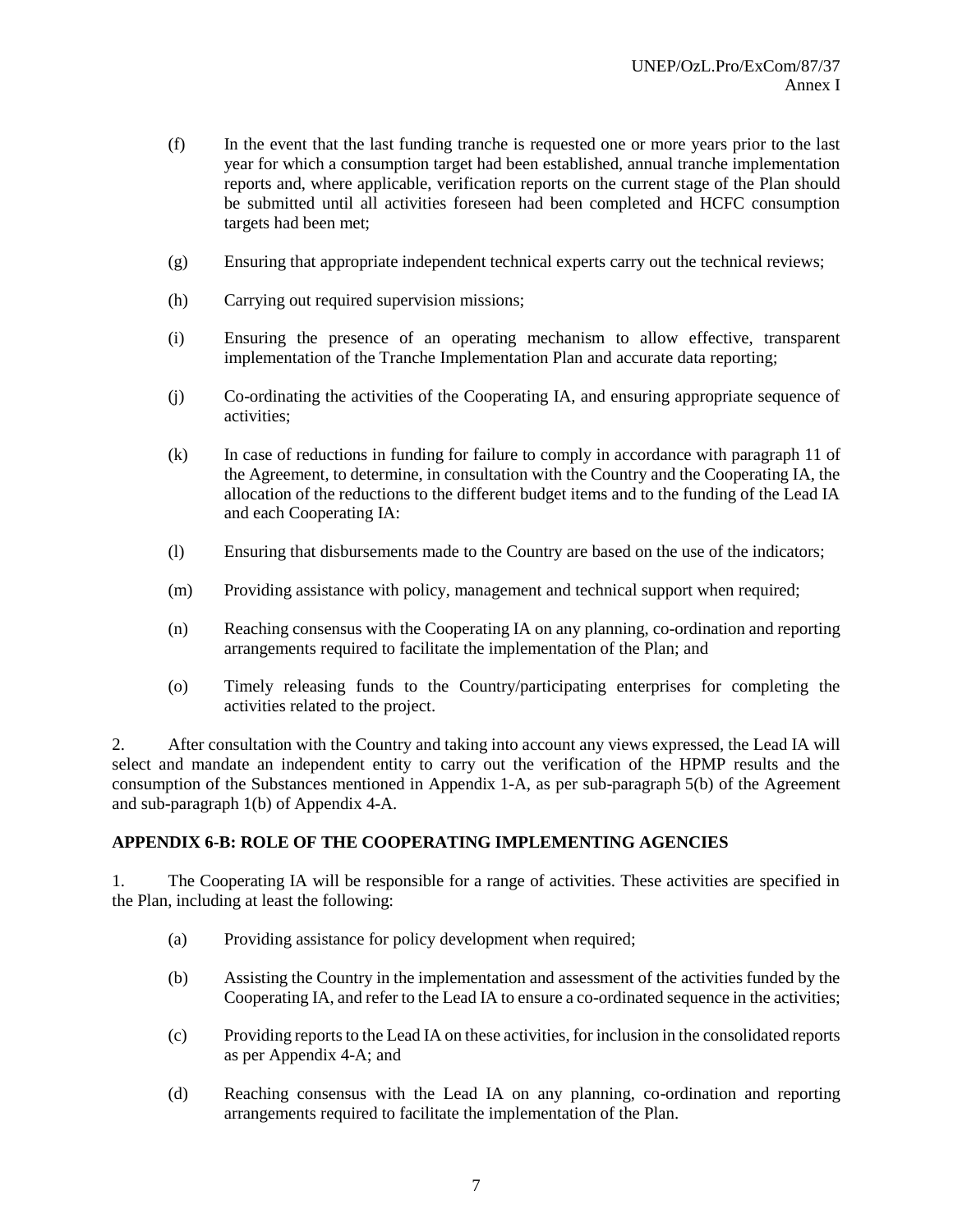(f) In the event that the last funding tranche is requested one or more years prior to the last year for which a consumption target had been established, annual tranche implementation reports and, where applicable, verification reports on the current stage of the Plan should be submitted until all activities foreseen had been completed and HCFC consumption targets had been met;

(g) Ensuring that appropriate independent technical experts carry out the technical reviews;

(h) Carrying out required supervision missions;

(i) Ensuring the presence of an operating mechanism to allow effective, transparent implementation of the Tranche Implementation Plan and accurate data reporting;

(j) Co-ordinating the activities of the Cooperating IA, and ensuring appropriate sequence of activities;

(k) In case of reductions in funding for failure to comply in accordance with paragraph 11 of the Agreement, to determine, in consultation with the Country and the Cooperating IA, the allocation of the reductions to the different budget items and to the funding of the Lead IA and each Cooperating IA:

(l) Ensuring that disbursements made to the Country are based on the use of the indicators;

(m) Providing assistance with policy, management and technical support when required;

(n) Reaching consensus with the Cooperating IA on any planning, co-ordination and reporting arrangements required to facilitate the implementation of the Plan; and

(o) Timely releasing funds to the Country/participating enterprises for completing the activities related to the project.

2. After consultation with the Country and taking into account any views expressed, the Lead IA will select and mandate an independent entity to carry out the verification of the HPMP results and the consumption of the Substances mentioned in Appendix 1-A, as per sub-paragraph 5(b) of the Agreement and sub-paragraph 1(b) of Appendix 4-A.

**APPENDIX 6-B: ROLE OF THE COOPERATING IMPLEMENTING AGENCIES**

1. The Cooperating IA will be responsible for a range of activities. These activities are specified in the Plan, including at least the following:

(a) Providing assistance for policy development when required;

(b) Assisting the Country in the implementation and assessment of the activities funded by the Cooperating IA, and refer to the Lead IA to ensure a co-ordinated sequence in the activities;

(c) Providing reports to the Lead IA on these activities, for inclusion in the consolidated reports as per Appendix 4-A; and

(d) Reaching consensus with the Lead IA on any planning, co-ordination and reporting arrangements required to facilitate the implementation of the Plan.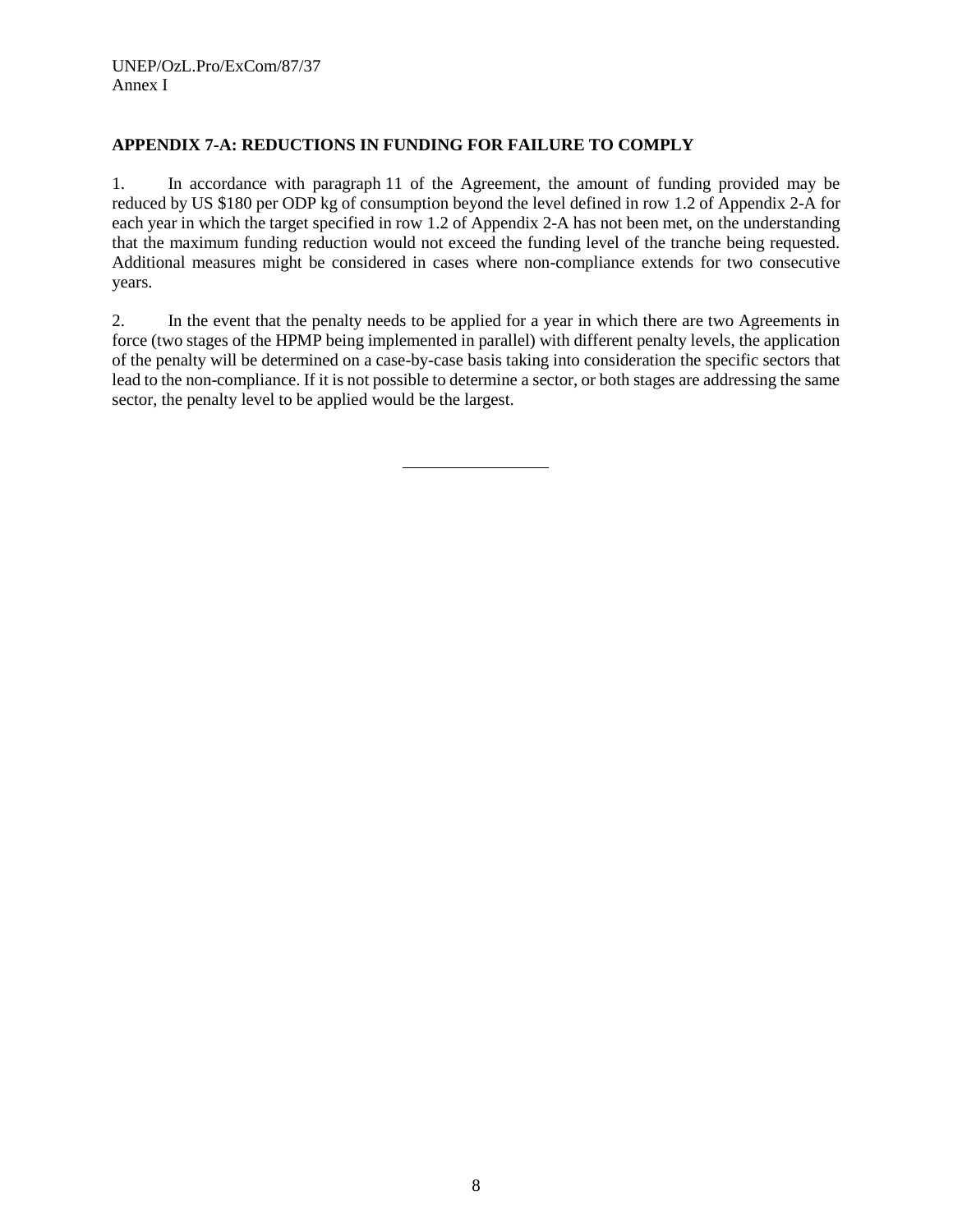## APPENDIX 7-A: REDUCTIONS IN FUNDING FOR FAILURE TO COMPLY

1. In accordance with paragraph 11 of the Agreement, the amount of funding provided may be reduced by US $180 per ODP kg of consumption beyond the level defined in row 1.2 of Appendix 2-A for each year in which the target specified in row 1.2 of Appendix 2-A has not been met, on the understanding that the maximum funding reduction would not exceed the funding level of the tranche being requested. Additional measures might be considered in cases where non-compliance extends for two consecutive years.

2. In the event that the penalty needs to be applied for a year in which there are two Agreements in force (two stages of the HPMP being implemented in parallel) with different penalty levels, the application of the penalty will be determined on a case-by-case basis taking into consideration the specific sectors that lead to the non-compliance. If it is not possible to determine a sector, or both stages are addressing the same sector, the penalty level to be applied would be the largest.